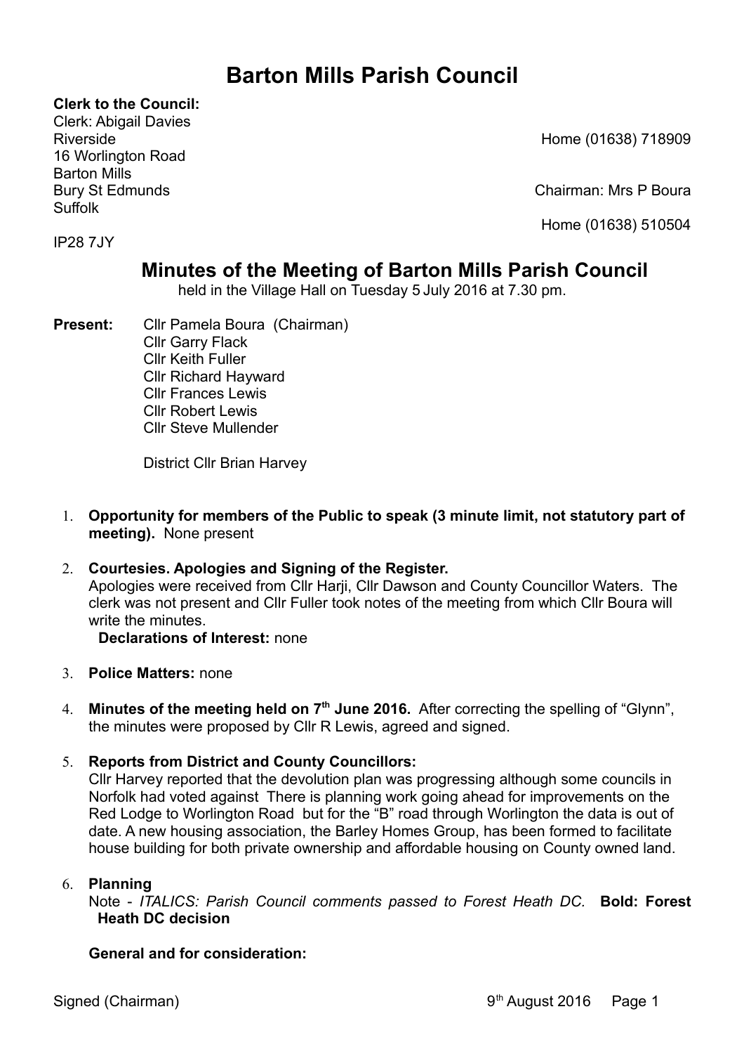# Barton Mills Parish Council

**Clerk to the Council:**
Clerk: Abigail Davies
Riverside
16 Worlington Road
Barton Mills
Bury St Edmunds
Suffolk
IP28 7JY

Home (01638) 718909

Chairman: Mrs P Boura
Home (01638) 510504

## Minutes of the Meeting of Barton Mills Parish Council

held in the Village Hall on Tuesday 5 July 2016 at 7.30 pm.

**Present:** Cllr Pamela Boura (Chairman)
Cllr Garry Flack
Cllr Keith Fuller
Cllr Richard Hayward
Cllr Frances Lewis
Cllr Robert Lewis
Cllr Steve Mullender

District Cllr Brian Harvey

1. **Opportunity for members of the Public to speak (3 minute limit, not statutory part of meeting).** None present

2. **Courtesies. Apologies and Signing of the Register.**
   Apologies were received from Cllr Harji, Cllr Dawson and County Councillor Waters. The clerk was not present and Cllr Fuller took notes of the meeting from which Cllr Boura will write the minutes.
   **Declarations of Interest:** none

3. **Police Matters:** none

4. **Minutes of the meeting held on 7th June 2016.** After correcting the spelling of "Glynn", the minutes were proposed by Cllr R Lewis, agreed and signed.

5. **Reports from District and County Councillors:**
   Cllr Harvey reported that the devolution plan was progressing although some councils in Norfolk had voted against There is planning work going ahead for improvements on the Red Lodge to Worlington Road but for the "B" road through Worlington the data is out of date. A new housing association, the Barley Homes Group, has been formed to facilitate house building for both private ownership and affordable housing on County owned land.

6. **Planning**
   Note - *ITALICS: Parish Council comments passed to Forest Heath DC.* **Bold: Forest Heath DC decision**

   **General and for consideration:**

Signed (Chairman) 9th August 2016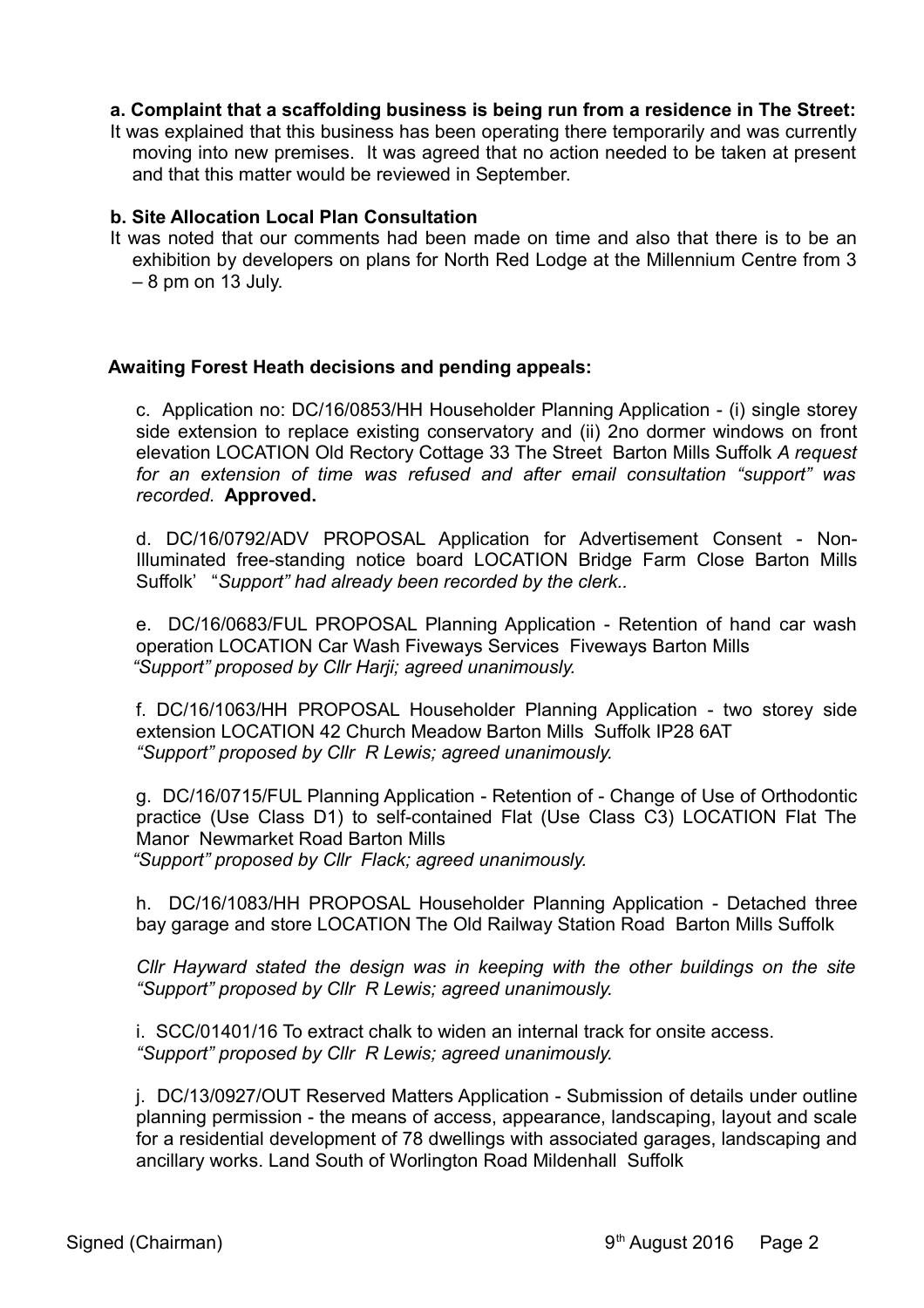**a. Complaint that a scaffolding business is being run from a residence in The Street:**

It was explained that this business has been operating there temporarily and was currently moving into new premises. It was agreed that no action needed to be taken at present and that this matter would be reviewed in September.

**b. Site Allocation Local Plan Consultation**

It was noted that our comments had been made on time and also that there is to be an exhibition by developers on plans for North Red Lodge at the Millennium Centre from 3 – 8 pm on 13 July.

**Awaiting Forest Heath decisions and pending appeals:**

c. Application no: DC/16/0853/HH Householder Planning Application - (i) single storey side extension to replace existing conservatory and (ii) 2no dormer windows on front elevation LOCATION Old Rectory Cottage 33 The Street Barton Mills Suffolk *A request for an extension of time was refused and after email consultation "support" was recorded.* **Approved.**

d. DC/16/0792/ADV PROPOSAL Application for Advertisement Consent - Non-Illuminated free-standing notice board LOCATION Bridge Farm Close Barton Mills Suffolk' "*Support" had already been recorded by the clerk..*

e. DC/16/0683/FUL PROPOSAL Planning Application - Retention of hand car wash operation LOCATION Car Wash Fiveways Services Fiveways Barton Mills
*"Support" proposed by Cllr Harji; agreed unanimously.*

f. DC/16/1063/HH PROPOSAL Householder Planning Application - two storey side extension LOCATION 42 Church Meadow Barton Mills Suffolk IP28 6AT
*"Support" proposed by Cllr R Lewis; agreed unanimously.*

g. DC/16/0715/FUL Planning Application - Retention of - Change of Use of Orthodontic practice (Use Class D1) to self-contained Flat (Use Class C3) LOCATION Flat The Manor Newmarket Road Barton Mills
*"Support" proposed by Cllr Flack; agreed unanimously.*

h. DC/16/1083/HH PROPOSAL Householder Planning Application - Detached three bay garage and store LOCATION The Old Railway Station Road Barton Mills Suffolk

*Cllr Hayward stated the design was in keeping with the other buildings on the site "Support" proposed by Cllr R Lewis; agreed unanimously.*

i. SCC/01401/16 To extract chalk to widen an internal track for onsite access.
*"Support" proposed by Cllr R Lewis; agreed unanimously.*

j. DC/13/0927/OUT Reserved Matters Application - Submission of details under outline planning permission - the means of access, appearance, landscaping, layout and scale for a residential development of 78 dwellings with associated garages, landscaping and ancillary works. Land South of Worlington Road Mildenhall Suffolk

Signed (Chairman) 9th August 2016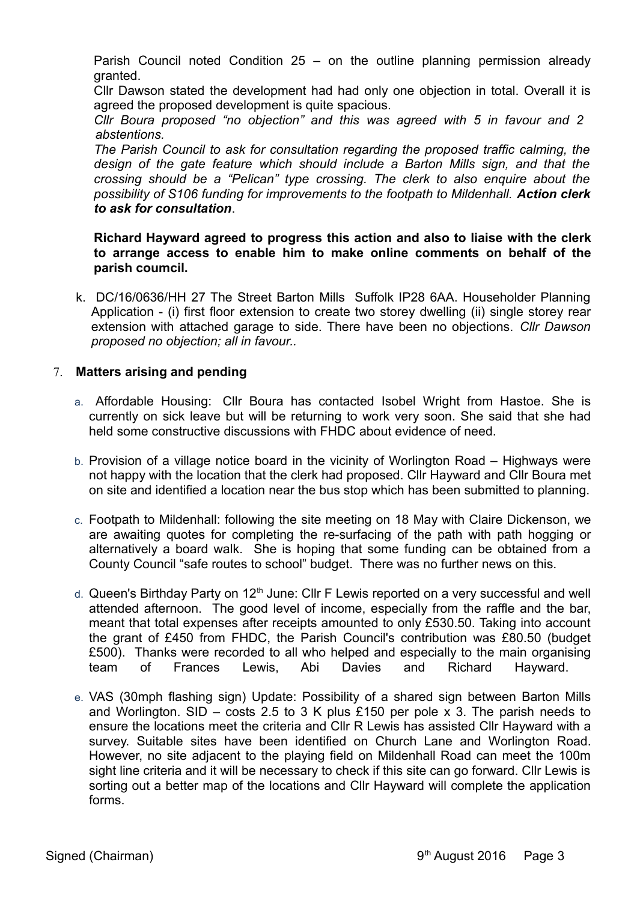Parish Council noted Condition 25 – on the outline planning permission already granted.

Cllr Dawson stated the development had had only one objection in total. Overall it is agreed the proposed development is quite spacious.

*Cllr Boura proposed "no objection" and this was agreed with 5 in favour and 2 abstentions.*

*The Parish Council to ask for consultation regarding the proposed traffic calming, the design of the gate feature which should include a Barton Mills sign, and that the crossing should be a "Pelican" type crossing. The clerk to also enquire about the possibility of S106 funding for improvements to the footpath to Mildenhall.* ***Action clerk to ask for consultation***.

**Richard Hayward agreed to progress this action and also to liaise with the clerk to arrange access to enable him to make online comments on behalf of the parish coumcil.**

k. DC/16/0636/HH 27 The Street Barton Mills Suffolk IP28 6AA. Householder Planning Application - (i) first floor extension to create two storey dwelling (ii) single storey rear extension with attached garage to side. There have been no objections. *Cllr Dawson proposed no objection; all in favour..*

7. **Matters arising and pending**

a. Affordable Housing: Cllr Boura has contacted Isobel Wright from Hastoe. She is currently on sick leave but will be returning to work very soon. She said that she had held some constructive discussions with FHDC about evidence of need.

b. Provision of a village notice board in the vicinity of Worlington Road – Highways were not happy with the location that the clerk had proposed. Cllr Hayward and Cllr Boura met on site and identified a location near the bus stop which has been submitted to planning.

c. Footpath to Mildenhall: following the site meeting on 18 May with Claire Dickenson, we are awaiting quotes for completing the re-surfacing of the path with path hogging or alternatively a board walk. She is hoping that some funding can be obtained from a County Council "safe routes to school" budget. There was no further news on this.

d. Queen's Birthday Party on 12th June: Cllr F Lewis reported on a very successful and well attended afternoon. The good level of income, especially from the raffle and the bar, meant that total expenses after receipts amounted to only £530.50. Taking into account the grant of £450 from FHDC, the Parish Council's contribution was £80.50 (budget £500). Thanks were recorded to all who helped and especially to the main organising team of Frances Lewis, Abi Davies and Richard Hayward.

e. VAS (30mph flashing sign) Update: Possibility of a shared sign between Barton Mills and Worlington. SID – costs 2.5 to 3 K plus £150 per pole x 3. The parish needs to ensure the locations meet the criteria and Cllr R Lewis has assisted Cllr Hayward with a survey. Suitable sites have been identified on Church Lane and Worlington Road. However, no site adjacent to the playing field on Mildenhall Road can meet the 100m sight line criteria and it will be necessary to check if this site can go forward. Cllr Lewis is sorting out a better map of the locations and Cllr Hayward will complete the application forms.

Signed (Chairman) 9th August 2016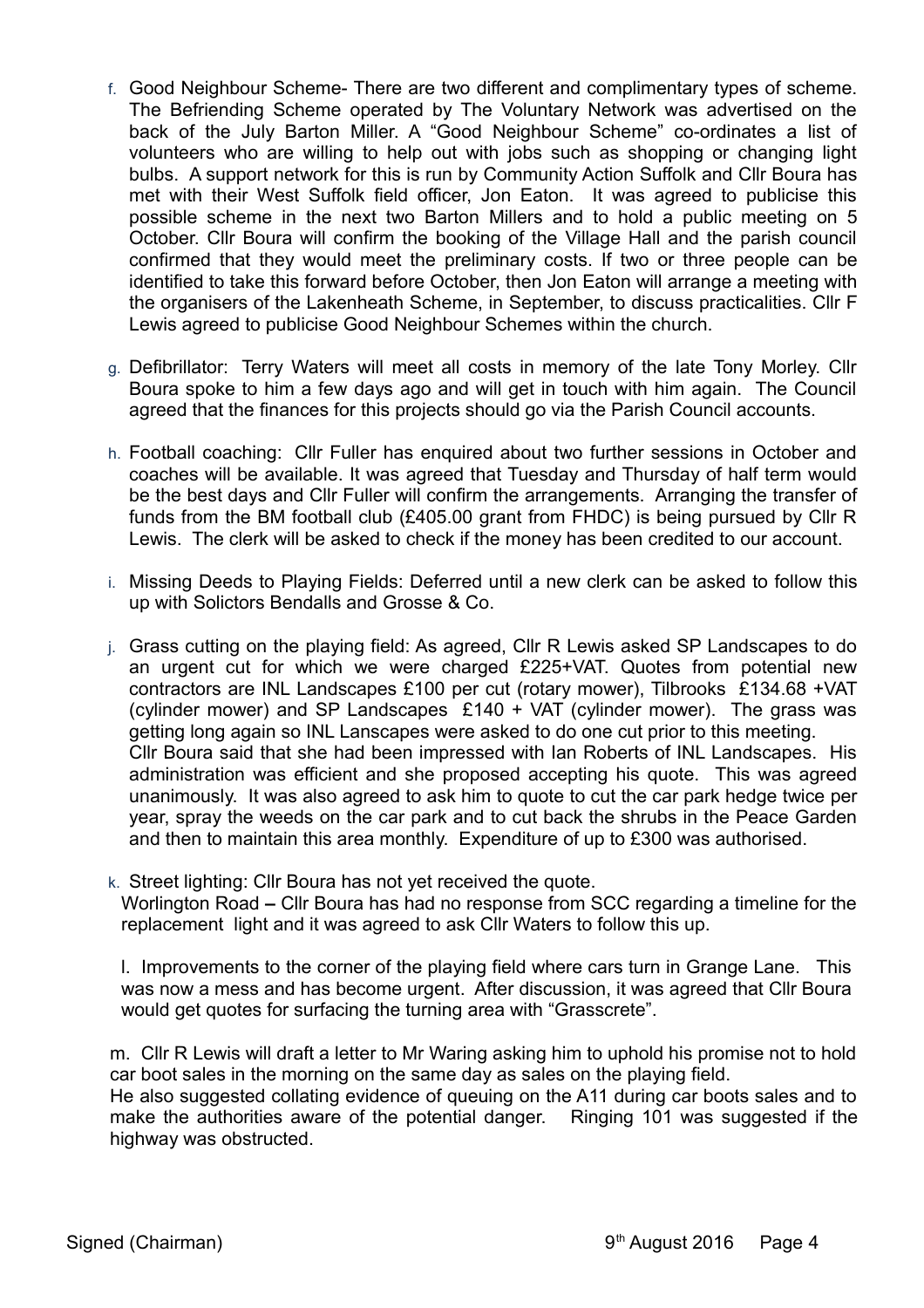f. Good Neighbour Scheme- There are two different and complimentary types of scheme. The Befriending Scheme operated by The Voluntary Network was advertised on the back of the July Barton Miller. A "Good Neighbour Scheme" co-ordinates a list of volunteers who are willing to help out with jobs such as shopping or changing light bulbs. A support network for this is run by Community Action Suffolk and Cllr Boura has met with their West Suffolk field officer, Jon Eaton. It was agreed to publicise this possible scheme in the next two Barton Millers and to hold a public meeting on 5 October. Cllr Boura will confirm the booking of the Village Hall and the parish council confirmed that they would meet the preliminary costs. If two or three people can be identified to take this forward before October, then Jon Eaton will arrange a meeting with the organisers of the Lakenheath Scheme, in September, to discuss practicalities. Cllr F Lewis agreed to publicise Good Neighbour Schemes within the church.

g. Defibrillator: Terry Waters will meet all costs in memory of the late Tony Morley. Cllr Boura spoke to him a few days ago and will get in touch with him again. The Council agreed that the finances for this projects should go via the Parish Council accounts.

h. Football coaching: Cllr Fuller has enquired about two further sessions in October and coaches will be available. It was agreed that Tuesday and Thursday of half term would be the best days and Cllr Fuller will confirm the arrangements. Arranging the transfer of funds from the BM football club (£405.00 grant from FHDC) is being pursued by Cllr R Lewis. The clerk will be asked to check if the money has been credited to our account.

i. Missing Deeds to Playing Fields: Deferred until a new clerk can be asked to follow this up with Solictors Bendalls and Grosse & Co.

j. Grass cutting on the playing field: As agreed, Cllr R Lewis asked SP Landscapes to do an urgent cut for which we were charged £225+VAT. Quotes from potential new contractors are INL Landscapes £100 per cut (rotary mower), Tilbrooks £134.68 +VAT (cylinder mower) and SP Landscapes £140 + VAT (cylinder mower). The grass was getting long again so INL Lanscapes were asked to do one cut prior to this meeting. Cllr Boura said that she had been impressed with Ian Roberts of INL Landscapes. His administration was efficient and she proposed accepting his quote. This was agreed unanimously. It was also agreed to ask him to quote to cut the car park hedge twice per year, spray the weeds on the car park and to cut back the shrubs in the Peace Garden and then to maintain this area monthly. Expenditure of up to £300 was authorised.

k. Street lighting: Cllr Boura has not yet received the quote.
Worlington Road – Cllr Boura has had no response from SCC regarding a timeline for the replacement light and it was agreed to ask Cllr Waters to follow this up.

l. Improvements to the corner of the playing field where cars turn in Grange Lane. This was now a mess and has become urgent. After discussion, it was agreed that Cllr Boura would get quotes for surfacing the turning area with "Grasscrete".

m. Cllr R Lewis will draft a letter to Mr Waring asking him to uphold his promise not to hold car boot sales in the morning on the same day as sales on the playing field.
He also suggested collating evidence of queuing on the A11 during car boots sales and to make the authorities aware of the potential danger. Ringing 101 was suggested if the highway was obstructed.

Signed (Chairman) 9th August 2016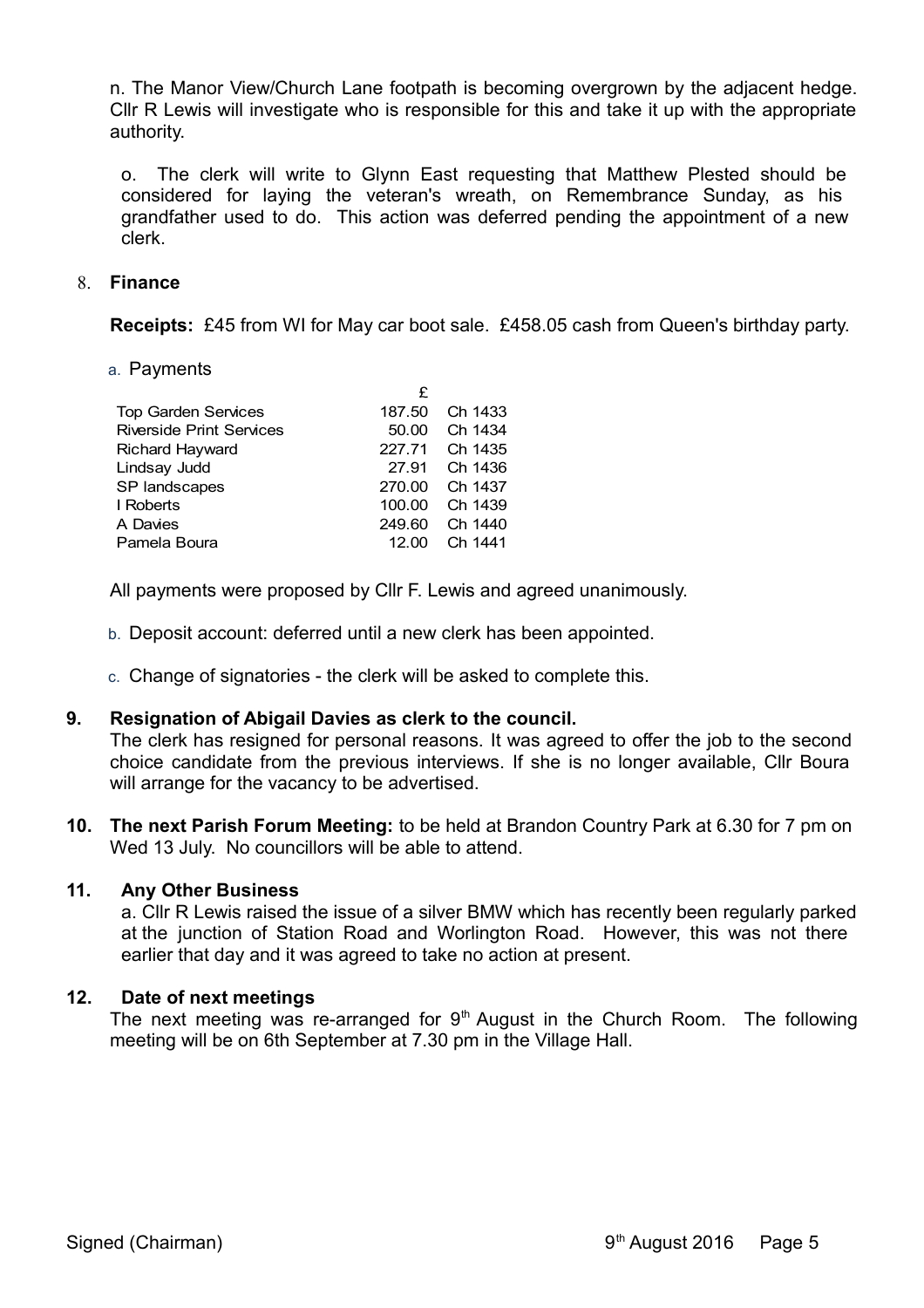n. The Manor View/Church Lane footpath is becoming overgrown by the adjacent hedge. Cllr R Lewis will investigate who is responsible for this and take it up with the appropriate authority.

o. The clerk will write to Glynn East requesting that Matthew Plested should be considered for laying the veteran's wreath, on Remembrance Sunday, as his grandfather used to do. This action was deferred pending the appointment of a new clerk.

8. **Finance**

**Receipts:** £45 from WI for May car boot sale. £458.05 cash from Queen's birthday party.

a. Payments

| | £ | |
|---|---|---|
| Top Garden Services | 187.50 | Ch 1433 |
| Riverside Print Services | 50.00 | Ch 1434 |
| Richard Hayward | 227.71 | Ch 1435 |
| Lindsay Judd | 27.91 | Ch 1436 |
| SP landscapes | 270.00 | Ch 1437 |
| I Roberts | 100.00 | Ch 1439 |
| A Davies | 249.60 | Ch 1440 |
| Pamela Boura | 12.00 | Ch 1441 |

All payments were proposed by Cllr F. Lewis and agreed unanimously.

b. Deposit account: deferred until a new clerk has been appointed.

c. Change of signatories - the clerk will be asked to complete this.

**9. Resignation of Abigail Davies as clerk to the council.**

The clerk has resigned for personal reasons. It was agreed to offer the job to the second choice candidate from the previous interviews. If she is no longer available, Cllr Boura will arrange for the vacancy to be advertised.

**10. The next Parish Forum Meeting:** to be held at Brandon Country Park at 6.30 for 7 pm on Wed 13 July. No councillors will be able to attend.

**11. Any Other Business**

a. Cllr R Lewis raised the issue of a silver BMW which has recently been regularly parked at the junction of Station Road and Worlington Road. However, this was not there earlier that day and it was agreed to take no action at present.

**12. Date of next meetings**

The next meeting was re-arranged for 9th August in the Church Room. The following meeting will be on 6th September at 7.30 pm in the Village Hall.

Signed (Chairman) 9th August 2016